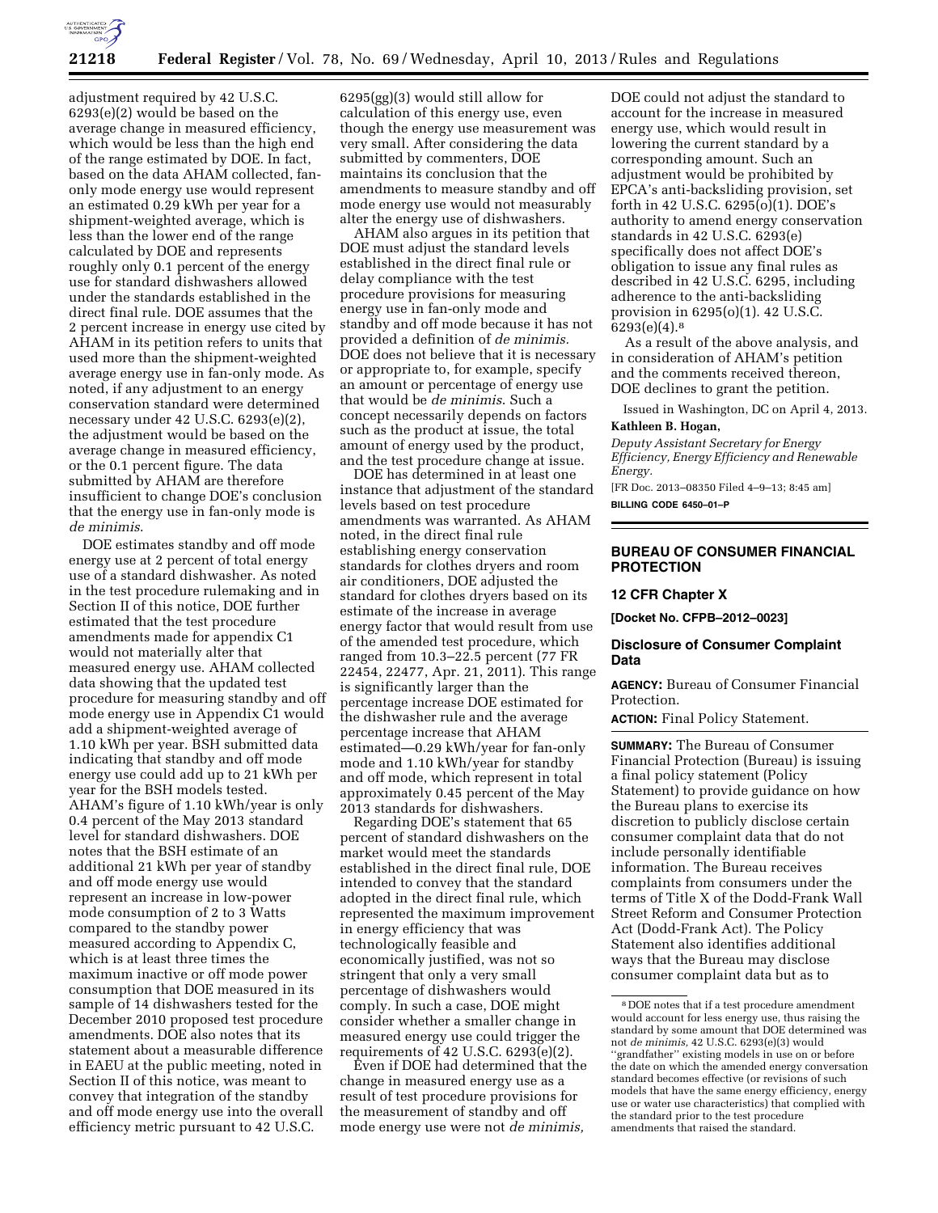adjustment required by 42 U.S.C. 6293(e)(2) would be based on the average change in measured efficiency, which would be less than the high end of the range estimated by DOE. In fact, based on the data AHAM collected, fan-only mode energy use would represent an estimated 0.29 kWh per year for a shipment-weighted average, which is less than the lower end of the range calculated by DOE and represents roughly only 0.1 percent of the energy use for standard dishwashers allowed under the standards established in the direct final rule. DOE assumes that the 2 percent increase in energy use cited by AHAM in its petition refers to units that used more than the shipment-weighted average energy use in fan-only mode. As noted, if any adjustment to an energy conservation standard were determined necessary under 42 U.S.C. 6293(e)(2), the adjustment would be based on the average change in measured efficiency, or the 0.1 percent figure. The data submitted by AHAM are therefore insufficient to change DOE's conclusion that the energy use in fan-only mode is *de minimis*.

DOE estimates standby and off mode energy use at 2 percent of total energy use of a standard dishwasher. As noted in the test procedure rulemaking and in Section II of this notice, DOE further estimated that the test procedure amendments made for appendix C1 would not materially alter that measured energy use. AHAM collected data showing that the updated test procedure for measuring standby and off mode energy use in Appendix C1 would add a shipment-weighted average of 1.10 kWh per year. BSH submitted data indicating that standby and off mode energy use could add up to 21 kWh per year for the BSH models tested. AHAM's figure of 1.10 kWh/year is only 0.4 percent of the May 2013 standard level for standard dishwashers. DOE notes that the BSH estimate of an additional 21 kWh per year of standby and off mode energy use would represent an increase in low-power mode consumption of 2 to 3 Watts compared to the standby power measured according to Appendix C, which is at least three times the maximum inactive or off mode power consumption that DOE measured in its sample of 14 dishwashers tested for the December 2010 proposed test procedure amendments. DOE also notes that its statement about a measurable difference in EAEU at the public meeting, noted in Section II of this notice, was meant to convey that integration of the standby and off mode energy use into the overall efficiency metric pursuant to 42 U.S.C. 6295(gg)(3) would still allow for calculation of this energy use, even though the energy use measurement was very small. After considering the data submitted by commenters, DOE maintains its conclusion that the amendments to measure standby and off mode energy use would not measurably alter the energy use of dishwashers.

AHAM also argues in its petition that DOE must adjust the standard levels established in the direct final rule or delay compliance with the test procedure provisions for measuring energy use in fan-only mode and standby and off mode because it has not provided a definition of *de minimis*. DOE does not believe that it is necessary or appropriate to, for example, specify an amount or percentage of energy use that would be *de minimis*. Such a concept necessarily depends on factors such as the product at issue, the total amount of energy used by the product, and the test procedure change at issue.

DOE has determined in at least one instance that adjustment of the standard levels based on test procedure amendments was warranted. As AHAM noted, in the direct final rule establishing energy conservation standards for clothes dryers and room air conditioners, DOE adjusted the standard for clothes dryers based on its estimate of the increase in average energy factor that would result from use of the amended test procedure, which ranged from 10.3–22.5 percent (77 FR 22454, 22477, Apr. 21, 2011). This range is significantly larger than the percentage increase DOE estimated for the dishwasher rule and the average percentage increase that AHAM estimated—0.29 kWh/year for fan-only mode and 1.10 kWh/year for standby and off mode, which represent in total approximately 0.45 percent of the May 2013 standards for dishwashers.

Regarding DOE's statement that 65 percent of standard dishwashers on the market would meet the standards established in the direct final rule, DOE intended to convey that the standard adopted in the direct final rule, which represented the maximum improvement in energy efficiency that was technologically feasible and economically justified, was not so stringent that only a very small percentage of dishwashers would comply. In such a case, DOE might consider whether a smaller change in measured energy use could trigger the requirements of 42 U.S.C. 6293(e)(2).

Even if DOE had determined that the change in measured energy use as a result of test procedure provisions for the measurement of standby and off mode energy use were not *de minimis*, DOE could not adjust the standard to account for the increase in measured energy use, which would result in lowering the current standard by a corresponding amount. Such an adjustment would be prohibited by EPCA's anti-backsliding provision, set forth in 42 U.S.C. 6295(o)(1). DOE's authority to amend energy conservation standards in 42 U.S.C. 6293(e) specifically does not affect DOE's obligation to issue any final rules as described in 42 U.S.C. 6295, including adherence to the anti-backsliding provision in 6295(o)(1). 42 U.S.C. 6293(e)(4).[8]

As a result of the above analysis, and in consideration of AHAM's petition and the comments received thereon, DOE declines to grant the petition.

Issued in Washington, DC on April 4, 2013.

**Kathleen B. Hogan,**

*Deputy Assistant Secretary for Energy Efficiency, Energy Efficiency and Renewable Energy.*

[FR Doc. 2013–08350 Filed 4–9–13; 8:45 am]

**BILLING CODE 6450–01–P**

[8] DOE notes that if a test procedure amendment would account for less energy use, thus raising the standard by some amount that DOE determined was not *de minimis*, 42 U.S.C. 6293(e)(3) would "grandfather" existing models in use on or before the date on which the amended energy conversation standard becomes effective (or revisions of such models that have the same energy efficiency, energy use or water use characteristics) that complied with the standard prior to the test procedure amendments that raised the standard.

---

## BUREAU OF CONSUMER FINANCIAL PROTECTION

### 12 CFR Chapter X

**[Docket No. CFPB–2012–0023]**

### Disclosure of Consumer Complaint Data

**AGENCY:** Bureau of Consumer Financial Protection.

**ACTION:** Final Policy Statement.

**SUMMARY:** The Bureau of Consumer Financial Protection (Bureau) is issuing a final policy statement (Policy Statement) to provide guidance on how the Bureau plans to exercise its discretion to publicly disclose certain consumer complaint data that do not include personally identifiable information. The Bureau receives complaints from consumers under the terms of Title X of the Dodd-Frank Wall Street Reform and Consumer Protection Act (Dodd-Frank Act). The Policy Statement also identifies additional ways that the Bureau may disclose consumer complaint data but as to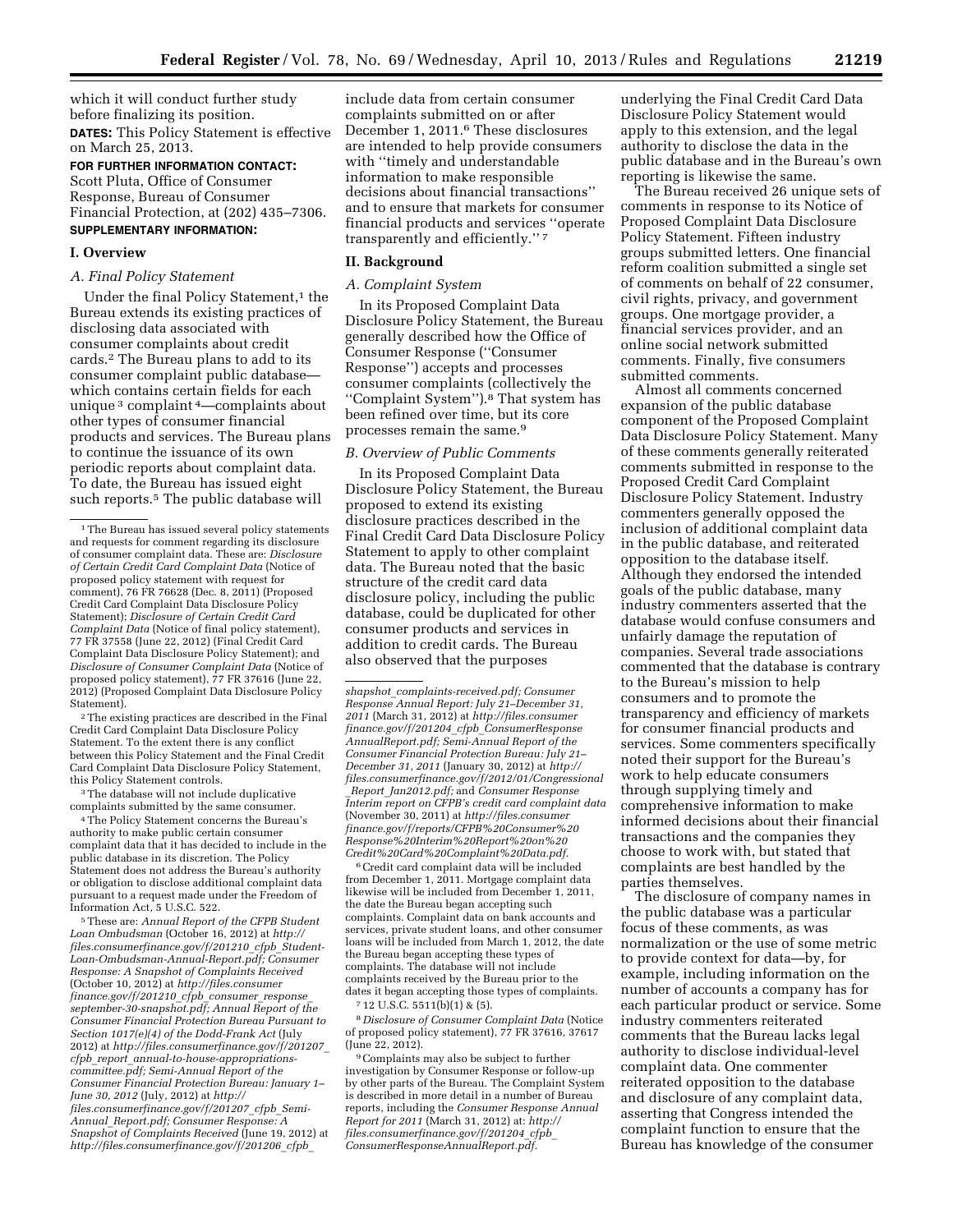which it will conduct further study before finalizing its position.

**DATES:** This Policy Statement is effective on March 25, 2013.

**FOR FURTHER INFORMATION CONTACT:** Scott Pluta, Office of Consumer Response, Bureau of Consumer Financial Protection, at (202) 435–7306.

**SUPPLEMENTARY INFORMATION:**

## I. Overview

### *A. Final Policy Statement*

Under the final Policy Statement,[1] the Bureau extends its existing practices of disclosing data associated with consumer complaints about credit cards.[2] The Bureau plans to add to its consumer complaint public database—which contains certain fields for each unique [3] complaint [4]—complaints about other types of consumer financial products and services. The Bureau plans to continue the issuance of its own periodic reports about complaint data. To date, the Bureau has issued eight such reports.[5] The public database will include data from certain consumer complaints submitted on or after December 1, 2011.[6] These disclosures are intended to help provide consumers with ''timely and understandable information to make responsible decisions about financial transactions'' and to ensure that markets for consumer financial products and services ''operate transparently and efficiently.'' [7]

## II. Background

### *A. Complaint System*

In its Proposed Complaint Data Disclosure Policy Statement, the Bureau generally described how the Office of Consumer Response (''Consumer Response'') accepts and processes consumer complaints (collectively the ''Complaint System'').[8] That system has been refined over time, but its core processes remain the same.[9]

### *B. Overview of Public Comments*

In its Proposed Complaint Data Disclosure Policy Statement, the Bureau proposed to extend its existing disclosure practices described in the Final Credit Card Data Disclosure Policy Statement to apply to other complaint data. The Bureau noted that the basic structure of the credit card data disclosure policy, including the public database, could be duplicated for other consumer products and services in addition to credit cards. The Bureau also observed that the purposes underlying the Final Credit Card Data Disclosure Policy Statement would apply to this extension, and the legal authority to disclose the data in the public database and in the Bureau's own reporting is likewise the same.

The Bureau received 26 unique sets of comments in response to its Notice of Proposed Complaint Data Disclosure Policy Statement. Fifteen industry groups submitted letters. One financial reform coalition submitted a single set of comments on behalf of 22 consumer, civil rights, privacy, and government groups. One mortgage provider, a financial services provider, and an online social network submitted comments. Finally, five consumers submitted comments.

Almost all comments concerned expansion of the public database component of the Proposed Complaint Data Disclosure Policy Statement. Many of these comments generally reiterated comments submitted in response to the Proposed Credit Card Complaint Disclosure Policy Statement. Industry commenters generally opposed the inclusion of additional complaint data in the public database, and reiterated opposition to the database itself. Although they endorsed the intended goals of the public database, many industry commenters asserted that the database would confuse consumers and unfairly damage the reputation of companies. Several trade associations commented that the database is contrary to the Bureau's mission to help consumers and to promote the transparency and efficiency of markets for consumer financial products and services. Some commenters specifically noted their support for the Bureau's work to help educate consumers through supplying timely and comprehensive information to make informed decisions about their financial transactions and the companies they choose to work with, but stated that complaints are best handled by the parties themselves.

The disclosure of company names in the public database was a particular focus of these comments, as was normalization or the use of some metric to provide context for data—by, for example, including information on the number of accounts a company has for each particular product or service. Some industry commenters reiterated comments that the Bureau lacks legal authority to disclose individual-level complaint data. One commenter reiterated opposition to the database and disclosure of any complaint data, asserting that Congress intended the complaint function to ensure that the Bureau has knowledge of the consumer

---

[1] The Bureau has issued several policy statements and requests for comment regarding its disclosure of consumer complaint data. These are: *Disclosure of Certain Credit Card Complaint Data* (Notice of proposed policy statement with request for comment), 76 FR 76628 (Dec. 8, 2011) (Proposed Credit Card Complaint Data Disclosure Policy Statement); *Disclosure of Certain Credit Card Complaint Data* (Notice of final policy statement), 77 FR 37558 (June 22, 2012) (Final Credit Card Complaint Data Disclosure Policy Statement); and *Disclosure of Consumer Complaint Data* (Notice of proposed policy statement), 77 FR 37616 (June 22, 2012) (Proposed Complaint Data Disclosure Policy Statement).

[2] The existing practices are described in the Final Credit Card Complaint Data Disclosure Policy Statement. To the extent there is any conflict between this Policy Statement and the Final Credit Card Complaint Data Disclosure Policy Statement, this Policy Statement controls.

[3] The database will not include duplicative complaints submitted by the same consumer.

[4] The Policy Statement concerns the Bureau's authority to make public certain consumer complaint data that it has decided to include in the public database in its discretion. The Policy Statement does not address the Bureau's authority or obligation to disclose additional complaint data pursuant to a request made under the Freedom of Information Act, 5 U.S.C. 522.

[5] These are: *Annual Report of the CFPB Student Loan Ombudsman* (October 16, 2012) at *http://files.consumerfinance.gov/f/201210_cfpb_Student-Loan-Ombudsman-Annual-Report.pdf; Consumer Response: A Snapshot of Complaints Received* (October 10, 2012) at *http://files.consumerfinance.gov/f/201210_cfpb_consumer_response_september-30-snapshot.pdf; Annual Report of the Consumer Financial Protection Bureau Pursuant to Section 1017(e)(4) of the Dodd-Frank Act* (July 2012) at *http://files.consumerfinance.gov/f/201207_cfpb_report_annual-to-house-appropriations-committee.pdf; Semi-Annual Report of the Consumer Financial Protection Bureau: January 1–June 30, 2012* (July, 2012) at *http://files.consumerfinance.gov/f/201207_cfpb_Semi-Annual_Report.pdf; Consumer Response: A Snapshot of Complaints Received* (June 19, 2012) at *http://files.consumerfinance.gov/f/201206_cfpb_shapshot_complaints-received.pdf; Consumer Response Annual Report: July 21–December 31, 2011* (March 31, 2012) at *http://files.consumerfinance.gov/f/201204_cfpb_ConsumerResponseAnnualReport.pdf; Semi-Annual Report of the Consumer Financial Protection Bureau: July 21–December 31, 2011* (January 30, 2012) at *http://files.consumerfinance.gov/f/2012/01/Congressional_Report_Jan2012.pdf;* and *Consumer Response Interim report on CFPB's credit card complaint data* (November 30, 2011) at *http://files.consumerfinance.gov/f/reports/CFPB%20Consumer%20Response%20Interim%20Report%20on%20Credit%20Card%20Complaint%20Data.pdf.*

[6] Credit card complaint data will be included from December 1, 2011. Mortgage complaint data likewise will be included from December 1, 2011, the date the Bureau began accepting such complaints. Complaint data on bank accounts and services, private student loans, and other consumer loans will be included from March 1, 2012, the date the Bureau began accepting these types of complaints. The database will not include complaints received by the Bureau prior to the dates it began accepting those types of complaints.

[7] 12 U.S.C. 5511(b)(1) & (5).

[8] *Disclosure of Consumer Complaint Data* (Notice of proposed policy statement), 77 FR 37616, 37617 (June 22, 2012).

[9] Complaints may also be subject to further investigation by Consumer Response or follow-up by other parts of the Bureau. The Complaint System is described in more detail in a number of Bureau reports, including the *Consumer Response Annual Report for 2011* (March 31, 2012) at: *http://files.consumerfinance.gov/f/201204_cfpb_ConsumerResponseAnnualReport.pdf.*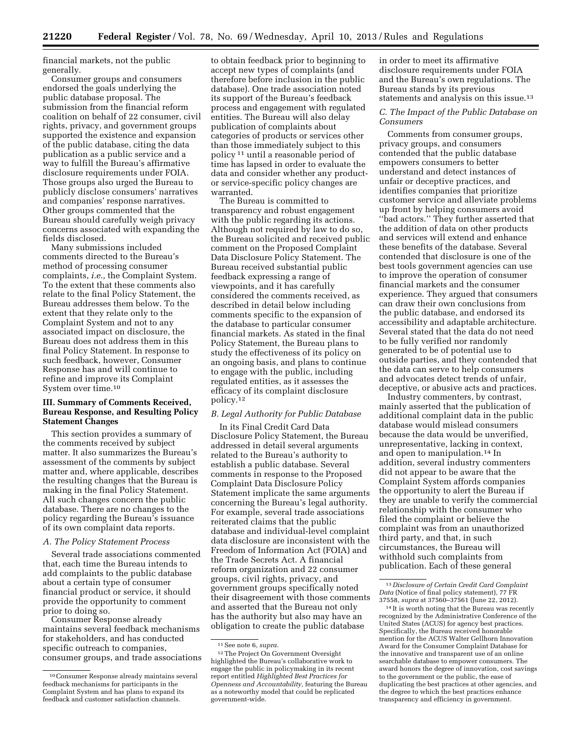financial markets, not the public generally.

Consumer groups and consumers endorsed the goals underlying the public database proposal. The submission from the financial reform coalition on behalf of 22 consumer, civil rights, privacy, and government groups supported the existence and expansion of the public database, citing the data publication as a public service and a way to fulfill the Bureau's affirmative disclosure requirements under FOIA. Those groups also urged the Bureau to publicly disclose consumers' narratives and companies' response narratives. Other groups commented that the Bureau should carefully weigh privacy concerns associated with expanding the fields disclosed.

Many submissions included comments directed to the Bureau's method of processing consumer complaints, *i.e.,* the Complaint System. To the extent that these comments also relate to the final Policy Statement, the Bureau addresses them below. To the extent that they relate only to the Complaint System and not to any associated impact on disclosure, the Bureau does not address them in this final Policy Statement. In response to such feedback, however, Consumer Response has and will continue to refine and improve its Complaint System over time.[10]

## III. Summary of Comments Received, Bureau Response, and Resulting Policy Statement Changes

This section provides a summary of the comments received by subject matter. It also summarizes the Bureau's assessment of the comments by subject matter and, where applicable, describes the resulting changes that the Bureau is making in the final Policy Statement. All such changes concern the public database. There are no changes to the policy regarding the Bureau's issuance of its own complaint data reports.

### A. The Policy Statement Process

Several trade associations commented that, each time the Bureau intends to add complaints to the public database about a certain type of consumer financial product or service, it should provide the opportunity to comment prior to doing so.

Consumer Response already maintains several feedback mechanisms for stakeholders, and has conducted specific outreach to companies, consumer groups, and trade associations to obtain feedback prior to beginning to accept new types of complaints (and therefore before inclusion in the public database). One trade association noted its support of the Bureau's feedback process and engagement with regulated entities. The Bureau will also delay publication of complaints about categories of products or services other than those immediately subject to this policy[11] until a reasonable period of time has lapsed in order to evaluate the data and consider whether any product- or service-specific policy changes are warranted.

The Bureau is committed to transparency and robust engagement with the public regarding its actions. Although not required by law to do so, the Bureau solicited and received public comment on the Proposed Complaint Data Disclosure Policy Statement. The Bureau received substantial public feedback expressing a range of viewpoints, and it has carefully considered the comments received, as described in detail below including comments specific to the expansion of the database to particular consumer financial markets. As stated in the final Policy Statement, the Bureau plans to study the effectiveness of its policy on an ongoing basis, and plans to continue to engage with the public, including regulated entities, as it assesses the efficacy of its complaint disclosure policy.[12]

### B. Legal Authority for Public Database

In its Final Credit Card Data Disclosure Policy Statement, the Bureau addressed in detail several arguments related to the Bureau's authority to establish a public database. Several comments in response to the Proposed Complaint Data Disclosure Policy Statement implicate the same arguments concerning the Bureau's legal authority. For example, several trade associations reiterated claims that the public database and individual-level complaint data disclosure are inconsistent with the Freedom of Information Act (FOIA) and the Trade Secrets Act. A financial reform organization and 22 consumer groups, civil rights, privacy, and government groups specifically noted their disagreement with those comments and asserted that the Bureau not only has the authority but also may have an obligation to create the public database in order to meet its affirmative disclosure requirements under FOIA and the Bureau's own regulations. The Bureau stands by its previous statements and analysis on this issue.[13]

### C. The Impact of the Public Database on Consumers

Comments from consumer groups, privacy groups, and consumers contended that the public database empowers consumers to better understand and detect instances of unfair or deceptive practices, and identifies companies that prioritize customer service and alleviate problems up front by helping consumers avoid ''bad actors.'' They further asserted that the addition of data on other products and services will extend and enhance these benefits of the database. Several contended that disclosure is one of the best tools government agencies can use to improve the operation of consumer financial markets and the consumer experience. They argued that consumers can draw their own conclusions from the public database, and endorsed its accessibility and adaptable architecture. Several stated that the data do not need to be fully verified nor randomly generated to be of potential use to outside parties, and they contended that the data can serve to help consumers and advocates detect trends of unfair, deceptive, or abusive acts and practices.

Industry commenters, by contrast, mainly asserted that the publication of additional complaint data in the public database would mislead consumers because the data would be unverified, unrepresentative, lacking in context, and open to manipulation.[14] In addition, several industry commenters did not appear to be aware that the Complaint System affords companies the opportunity to alert the Bureau if they are unable to verify the commercial relationship with the consumer who filed the complaint or believe the complaint was from an unauthorized third party, and that, in such circumstances, the Bureau will withhold such complaints from publication. Each of these general

---

[10] Consumer Response already maintains several feedback mechanisms for participants in the Complaint System and has plans to expand its feedback and customer satisfaction channels.

[11] See note 6, *supra*.

[12] The Project On Government Oversight highlighted the Bureau's collaborative work to engage the public in policymaking in its recent report entitled *Highlighted Best Practices for Openness and Accountability,* featuring the Bureau as a noteworthy model that could be replicated government-wide.

[13] *Disclosure of Certain Credit Card Complaint Data* (Notice of final policy statement), 77 FR 37558, *supra* at 37560–37561 (June 22, 2012).

[14] It is worth noting that the Bureau was recently recognized by the Administrative Conference of the United States (ACUS) for agency best practices. Specifically, the Bureau received honorable mention for the ACUS Walter Gellhorn Innovation Award for the Consumer Complaint Database for the innovative and transparent use of an online searchable database to empower consumers. The award honors the degree of innovation, cost savings to the government or the public, the ease of duplicating the best practices at other agencies, and the degree to which the best practices enhance transparency and efficiency in government.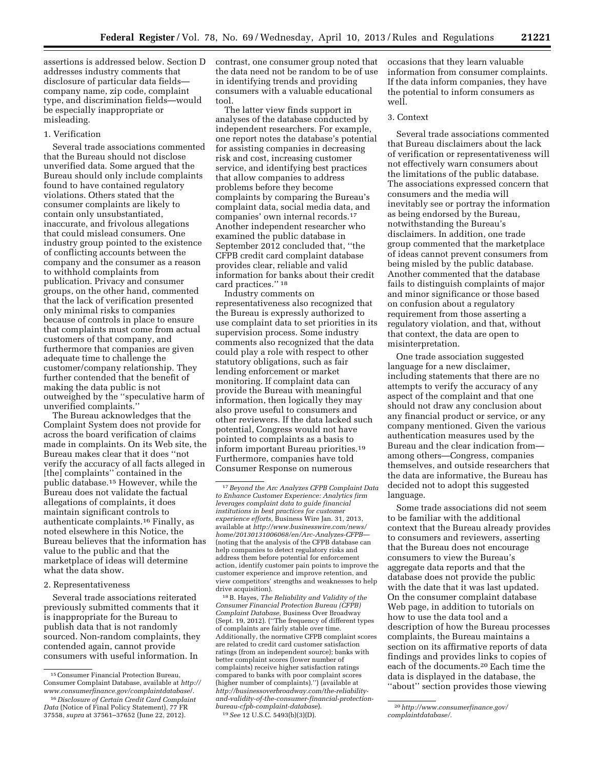assertions is addressed below. Section D addresses industry comments that disclosure of particular data fields—company name, zip code, complaint type, and discrimination fields—would be especially inappropriate or misleading.

### 1. Verification

Several trade associations commented that the Bureau should not disclose unverified data. Some argued that the Bureau should only include complaints found to have contained regulatory violations. Others stated that the consumer complaints are likely to contain only unsubstantiated, inaccurate, and frivolous allegations that could mislead consumers. One industry group pointed to the existence of conflicting accounts between the company and the consumer as a reason to withhold complaints from publication. Privacy and consumer groups, on the other hand, commented that the lack of verification presented only minimal risks to companies because of controls in place to ensure that complaints must come from actual customers of that company, and furthermore that companies are given adequate time to challenge the customer/company relationship. They further contended that the benefit of making the data public is not outweighed by the ''speculative harm of unverified complaints.''

The Bureau acknowledges that the Complaint System does not provide for across the board verification of claims made in complaints. On its Web site, the Bureau makes clear that it does ''not verify the accuracy of all facts alleged in [the] complaints'' contained in the public database.[15] However, while the Bureau does not validate the factual allegations of complaints, it does maintain significant controls to authenticate complaints.[16] Finally, as noted elsewhere in this Notice, the Bureau believes that the information has value to the public and that the marketplace of ideas will determine what the data show.

### 2. Representativeness

Several trade associations reiterated previously submitted comments that it is inappropriate for the Bureau to publish data that is not randomly sourced. Non-random complaints, they contended again, cannot provide consumers with useful information. In contrast, one consumer group noted that the data need not be random to be of use in identifying trends and providing consumers with a valuable educational tool.

The latter view finds support in analyses of the database conducted by independent researchers. For example, one report notes the database's potential for assisting companies in decreasing risk and cost, increasing customer service, and identifying best practices that allow companies to address problems before they become complaints by comparing the Bureau's complaint data, social media data, and companies' own internal records.[17] Another independent researcher who examined the public database in September 2012 concluded that, ''the CFPB credit card complaint database provides clear, reliable and valid information for banks about their credit card practices.'' [18]

Industry comments on representativeness also recognized that the Bureau is expressly authorized to use complaint data to set priorities in its supervision process. Some industry comments also recognized that the data could play a role with respect to other statutory obligations, such as fair lending enforcement or market monitoring. If complaint data can provide the Bureau with meaningful information, then logically they may also prove useful to consumers and other reviewers. If the data lacked such potential, Congress would not have pointed to complaints as a basis to inform important Bureau priorities.[19] Furthermore, companies have told Consumer Response on numerous occasions that they learn valuable information from consumer complaints. If the data inform companies, they have the potential to inform consumers as well.

### 3. Context

Several trade associations commented that Bureau disclaimers about the lack of verification or representativeness will not effectively warn consumers about the limitations of the public database. The associations expressed concern that consumers and the media will inevitably see or portray the information as being endorsed by the Bureau, notwithstanding the Bureau's disclaimers. In addition, one trade group commented that the marketplace of ideas cannot prevent consumers from being misled by the public database. Another commented that the database fails to distinguish complaints of major and minor significance or those based on confusion about a regulatory requirement from those asserting a regulatory violation, and that, without that context, the data are open to misinterpretation.

One trade association suggested language for a new disclaimer, including statements that there are no attempts to verify the accuracy of any aspect of the complaint and that one should not draw any conclusion about any financial product or service, or any company mentioned. Given the various authentication measures used by the Bureau and the clear indication from—among others—Congress, companies themselves, and outside researchers that the data are informative, the Bureau has decided not to adopt this suggested language.

Some trade associations did not seem to be familiar with the additional context that the Bureau already provides to consumers and reviewers, asserting that the Bureau does not encourage consumers to view the Bureau's aggregate data reports and that the database does not provide the public with the date that it was last updated. On the consumer complaint database Web page, in addition to tutorials on how to use the data tool and a description of how the Bureau processes complaints, the Bureau maintains a section on its affirmative reports of data findings and provides links to copies of each of the documents.[20] Each time the data is displayed in the database, the ''about'' section provides those viewing

---

[15] Consumer Financial Protection Bureau, Consumer Complaint Database, available at *http://www.consumerfinance.gov/complaintdatabase/*.

[16] *Disclosure of Certain Credit Card Complaint Data* (Notice of Final Policy Statement), 77 FR 37558, *supra* at 37561–37652 (June 22, 2012).

[17] *Beyond the Arc Analyzes CFPB Complaint Data to Enhance Customer Experience: Analytics firm leverages complaint data to guide financial institutions in best practices for customer experience efforts,* Business Wire Jan. 31, 2013, available at *http://www.businesswire.com/news/home/20130131006068/en/Arc-Analyzes-CFPB*—(noting that the analysis of the CFPB database can help companies to detect regulatory risks and address them before potential for enforcement action, identify customer pain points to improve the customer experience and improve retention, and view competitors' strengths and weaknesses to help drive acquisition).

[18] B. Hayes, *The Reliability and Validity of the Consumer Financial Protection Bureau (CFPB) Complaint Database,* Business Over Broadway (Sept. 19, 2012). (''The frequency of different types of complaints are fairly stable over time. Additionally, the normative CFPB complaint scores are related to credit card customer satisfaction ratings (from an independent source); banks with better complaint scores (lower number of complaints) receive higher satisfaction ratings compared to banks with poor complaint scores (higher number of complaints).'') (available at *http://businessoverbroadway.com/the-reliability-and-validity-of-the-consumer-financial-protection-bureau-cfpb-complaint-database*).

[19] *See* 12 U.S.C. 5493(b)(3)(D).

[20] *http://www.consumerfinance.gov/complaintdatabase/.*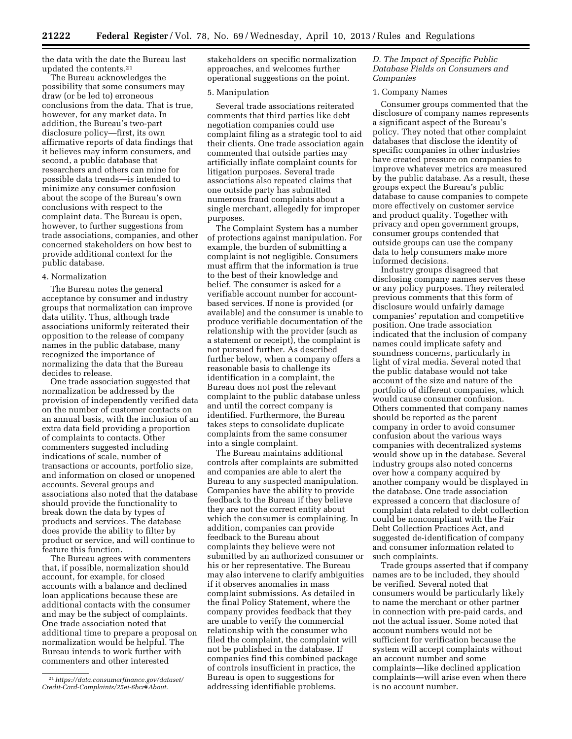the data with the date the Bureau last updated the contents.[21]

The Bureau acknowledges the possibility that some consumers may draw (or be led to) erroneous conclusions from the data. That is true, however, for any market data. In addition, the Bureau's two-part disclosure policy—first, its own affirmative reports of data findings that it believes may inform consumers, and second, a public database that researchers and others can mine for possible data trends—is intended to minimize any consumer confusion about the scope of the Bureau's own conclusions with respect to the complaint data. The Bureau is open, however, to further suggestions from trade associations, companies, and other concerned stakeholders on how best to provide additional context for the public database.

4. Normalization

The Bureau notes the general acceptance by consumer and industry groups that normalization can improve data utility. Thus, although trade associations uniformly reiterated their opposition to the release of company names in the public database, many recognized the importance of normalizing the data that the Bureau decides to release.

One trade association suggested that normalization be addressed by the provision of independently verified data on the number of customer contacts on an annual basis, with the inclusion of an extra data field providing a proportion of complaints to contacts. Other commenters suggested including indications of scale, number of transactions or accounts, portfolio size, and information on closed or unopened accounts. Several groups and associations also noted that the database should provide the functionality to break down the data by types of products and services. The database does provide the ability to filter by product or service, and will continue to feature this function.

The Bureau agrees with commenters that, if possible, normalization should account, for example, for closed accounts with a balance and declined loan applications because these are additional contacts with the consumer and may be the subject of complaints. One trade association noted that additional time to prepare a proposal on normalization would be helpful. The Bureau intends to work further with commenters and other interested stakeholders on specific normalization approaches, and welcomes further operational suggestions on the point.

5. Manipulation

Several trade associations reiterated comments that third parties like debt negotiation companies could use complaint filing as a strategic tool to aid their clients. One trade association again commented that outside parties may artificially inflate complaint counts for litigation purposes. Several trade associations also repeated claims that one outside party has submitted numerous fraud complaints about a single merchant, allegedly for improper purposes.

The Complaint System has a number of protections against manipulation. For example, the burden of submitting a complaint is not negligible. Consumers must affirm that the information is true to the best of their knowledge and belief. The consumer is asked for a verifiable account number for account-based services. If none is provided (or available) and the consumer is unable to produce verifiable documentation of the relationship with the provider (such as a statement or receipt), the complaint is not pursued further. As described further below, when a company offers a reasonable basis to challenge its identification in a complaint, the Bureau does not post the relevant complaint to the public database unless and until the correct company is identified. Furthermore, the Bureau takes steps to consolidate duplicate complaints from the same consumer into a single complaint.

The Bureau maintains additional controls after complaints are submitted and companies are able to alert the Bureau to any suspected manipulation. Companies have the ability to provide feedback to the Bureau if they believe they are not the correct entity about which the consumer is complaining. In addition, companies can provide feedback to the Bureau about complaints they believe were not submitted by an authorized consumer or his or her representative. The Bureau may also intervene to clarify ambiguities if it observes anomalies in mass complaint submissions. As detailed in the final Policy Statement, where the company provides feedback that they are unable to verify the commercial relationship with the consumer who filed the complaint, the complaint will not be published in the database. If companies find this combined package of controls insufficient in practice, the Bureau is open to suggestions for addressing identifiable problems.

### *D. The Impact of Specific Public Database Fields on Consumers and Companies*

1. Company Names

Consumer groups commented that the disclosure of company names represents a significant aspect of the Bureau's policy. They noted that other complaint databases that disclose the identity of specific companies in other industries have created pressure on companies to improve whatever metrics are measured by the public database. As a result, these groups expect the Bureau's public database to cause companies to compete more effectively on customer service and product quality. Together with privacy and open government groups, consumer groups contended that outside groups can use the company data to help consumers make more informed decisions.

Industry groups disagreed that disclosing company names serves these or any policy purposes. They reiterated previous comments that this form of disclosure would unfairly damage companies' reputation and competitive position. One trade association indicated that the inclusion of company names could implicate safety and soundness concerns, particularly in light of viral media. Several noted that the public database would not take account of the size and nature of the portfolio of different companies, which would cause consumer confusion. Others commented that company names should be reported as the parent company in order to avoid consumer confusion about the various ways companies with decentralized systems would show up in the database. Several industry groups also noted concerns over how a company acquired by another company would be displayed in the database. One trade association expressed a concern that disclosure of complaint data related to debt collection could be noncompliant with the Fair Debt Collection Practices Act, and suggested de-identification of company and consumer information related to such complaints.

Trade groups asserted that if company names are to be included, they should be verified. Several noted that consumers would be particularly likely to name the merchant or other partner in connection with pre-paid cards, and not the actual issuer. Some noted that account numbers would not be sufficient for verification because the system will accept complaints without an account number and some complaints—like declined application complaints—will arise even when there is no account number.

---

[21] *https://data.consumerfinance.gov/dataset/Credit-Card-Complaints/25ei-6bcr#About.*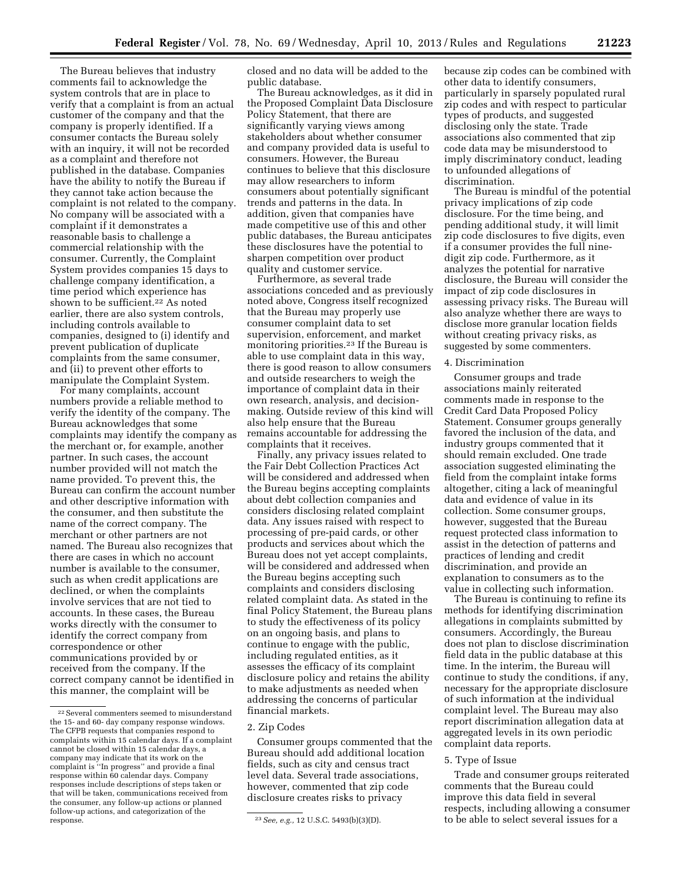The Bureau believes that industry comments fail to acknowledge the system controls that are in place to verify that a complaint is from an actual customer of the company and that the company is properly identified. If a consumer contacts the Bureau solely with an inquiry, it will not be recorded as a complaint and therefore not published in the database. Companies have the ability to notify the Bureau if they cannot take action because the complaint is not related to the company. No company will be associated with a complaint if it demonstrates a reasonable basis to challenge a commercial relationship with the consumer. Currently, the Complaint System provides companies 15 days to challenge company identification, a time period which experience has shown to be sufficient.[22] As noted earlier, there are also system controls, including controls available to companies, designed to (i) identify and prevent publication of duplicate complaints from the same consumer, and (ii) to prevent other efforts to manipulate the Complaint System.

For many complaints, account numbers provide a reliable method to verify the identity of the company. The Bureau acknowledges that some complaints may identify the company as the merchant or, for example, another partner. In such cases, the account number provided will not match the name provided. To prevent this, the Bureau can confirm the account number and other descriptive information with the consumer, and then substitute the name of the correct company. The merchant or other partners are not named. The Bureau also recognizes that there are cases in which no account number is available to the consumer, such as when credit applications are declined, or when the complaints involve services that are not tied to accounts. In these cases, the Bureau works directly with the consumer to identify the correct company from correspondence or other communications provided by or received from the company. If the correct company cannot be identified in this manner, the complaint will be closed and no data will be added to the public database.

The Bureau acknowledges, as it did in the Proposed Complaint Data Disclosure Policy Statement, that there are significantly varying views among stakeholders about whether consumer and company provided data is useful to consumers. However, the Bureau continues to believe that this disclosure may allow researchers to inform consumers about potentially significant trends and patterns in the data. In addition, given that companies have made competitive use of this and other public databases, the Bureau anticipates these disclosures have the potential to sharpen competition over product quality and customer service.

Furthermore, as several trade associations conceded and as previously noted above, Congress itself recognized that the Bureau may properly use consumer complaint data to set supervision, enforcement, and market monitoring priorities.[23] If the Bureau is able to use complaint data in this way, there is good reason to allow consumers and outside researchers to weigh the importance of complaint data in their own research, analysis, and decision-making. Outside review of this kind will also help ensure that the Bureau remains accountable for addressing the complaints that it receives.

Finally, any privacy issues related to the Fair Debt Collection Practices Act will be considered and addressed when the Bureau begins accepting complaints about debt collection companies and considers disclosing related complaint data. Any issues raised with respect to processing of pre-paid cards, or other products and services about which the Bureau does not yet accept complaints, will be considered and addressed when the Bureau begins accepting such complaints and considers disclosing related complaint data. As stated in the final Policy Statement, the Bureau plans to study the effectiveness of its policy on an ongoing basis, and plans to continue to engage with the public, including regulated entities, as it assesses the efficacy of its complaint disclosure policy and retains the ability to make adjustments as needed when addressing the concerns of particular financial markets.

2. Zip Codes

Consumer groups commented that the Bureau should add additional location fields, such as city and census tract level data. Several trade associations, however, commented that zip code disclosure creates risks to privacy because zip codes can be combined with other data to identify consumers, particularly in sparsely populated rural zip codes and with respect to particular types of products, and suggested disclosing only the state. Trade associations also commented that zip code data may be misunderstood to imply discriminatory conduct, leading to unfounded allegations of discrimination.

The Bureau is mindful of the potential privacy implications of zip code disclosure. For the time being, and pending additional study, it will limit zip code disclosures to five digits, even if a consumer provides the full nine-digit zip code. Furthermore, as it analyzes the potential for narrative disclosure, the Bureau will consider the impact of zip code disclosures in assessing privacy risks. The Bureau will also analyze whether there are ways to disclose more granular location fields without creating privacy risks, as suggested by some commenters.

4. Discrimination

Consumer groups and trade associations mainly reiterated comments made in response to the Credit Card Data Proposed Policy Statement. Consumer groups generally favored the inclusion of the data, and industry groups commented that it should remain excluded. One trade association suggested eliminating the field from the complaint intake forms altogether, citing a lack of meaningful data and evidence of value in its collection. Some consumer groups, however, suggested that the Bureau request protected class information to assist in the detection of patterns and practices of lending and credit discrimination, and provide an explanation to consumers as to the value in collecting such information.

The Bureau is continuing to refine its methods for identifying discrimination allegations in complaints submitted by consumers. Accordingly, the Bureau does not plan to disclose discrimination field data in the public database at this time. In the interim, the Bureau will continue to study the conditions, if any, necessary for the appropriate disclosure of such information at the individual complaint level. The Bureau may also report discrimination allegation data at aggregated levels in its own periodic complaint data reports.

5. Type of Issue

Trade and consumer groups reiterated comments that the Bureau could improve this data field in several respects, including allowing a consumer to be able to select several issues for a

---

[22] Several commenters seemed to misunderstand the 15- and 60- day company response windows. The CFPB requests that companies respond to complaints within 15 calendar days. If a complaint cannot be closed within 15 calendar days, a company may indicate that its work on the complaint is "In progress" and provide a final response within 60 calendar days. Company responses include descriptions of steps taken or that will be taken, communications received from the consumer, any follow-up actions or planned follow-up actions, and categorization of the response.

[23] *See, e.g.,* 12 U.S.C. 5493(b)(3)(D).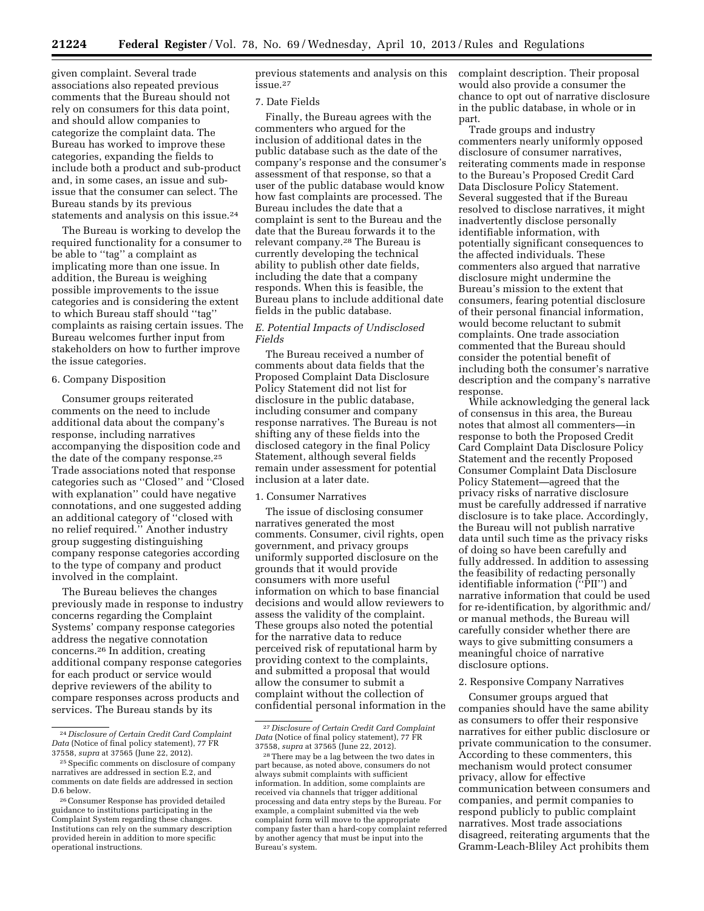given complaint. Several trade associations also repeated previous comments that the Bureau should not rely on consumers for this data point, and should allow companies to categorize the complaint data. The Bureau has worked to improve these categories, expanding the fields to include both a product and sub-product and, in some cases, an issue and sub-issue that the consumer can select. The Bureau stands by its previous statements and analysis on this issue.[24]

The Bureau is working to develop the required functionality for a consumer to be able to ''tag'' a complaint as implicating more than one issue. In addition, the Bureau is weighing possible improvements to the issue categories and is considering the extent to which Bureau staff should ''tag'' complaints as raising certain issues. The Bureau welcomes further input from stakeholders on how to further improve the issue categories.

6. Company Disposition

Consumer groups reiterated comments on the need to include additional data about the company's response, including narratives accompanying the disposition code and the date of the company response.[25] Trade associations noted that response categories such as ''Closed'' and ''Closed with explanation'' could have negative connotations, and one suggested adding an additional category of ''closed with no relief required.'' Another industry group suggesting distinguishing company response categories according to the type of company and product involved in the complaint.

The Bureau believes the changes previously made in response to industry concerns regarding the Complaint Systems' company response categories address the negative connotation concerns.[26] In addition, creating additional company response categories for each product or service would deprive reviewers of the ability to compare responses across products and services. The Bureau stands by its previous statements and analysis on this issue.[27]

7. Date Fields

Finally, the Bureau agrees with the commenters who argued for the inclusion of additional dates in the public database such as the date of the company's response and the consumer's assessment of that response, so that a user of the public database would know how fast complaints are processed. The Bureau includes the date that a complaint is sent to the Bureau and the date that the Bureau forwards it to the relevant company.[28] The Bureau is currently developing the technical ability to publish other date fields, including the date that a company responds. When this is feasible, the Bureau plans to include additional date fields in the public database.

*E. Potential Impacts of Undisclosed Fields*

The Bureau received a number of comments about data fields that the Proposed Complaint Data Disclosure Policy Statement did not list for disclosure in the public database, including consumer and company response narratives. The Bureau is not shifting any of these fields into the disclosed category in the final Policy Statement, although several fields remain under assessment for potential inclusion at a later date.

1. Consumer Narratives

The issue of disclosing consumer narratives generated the most comments. Consumer, civil rights, open government, and privacy groups uniformly supported disclosure on the grounds that it would provide consumers with more useful information on which to base financial decisions and would allow reviewers to assess the validity of the complaint. These groups also noted the potential for the narrative data to reduce perceived risk of reputational harm by providing context to the complaints, and submitted a proposal that would allow the consumer to submit a complaint without the collection of confidential personal information in the complaint description. Their proposal would also provide a consumer the chance to opt out of narrative disclosure in the public database, in whole or in part.

Trade groups and industry commenters nearly uniformly opposed disclosure of consumer narratives, reiterating comments made in response to the Bureau's Proposed Credit Card Data Disclosure Policy Statement. Several suggested that if the Bureau resolved to disclose narratives, it might inadvertently disclose personally identifiable information, with potentially significant consequences to the affected individuals. These commenters also argued that narrative disclosure might undermine the Bureau's mission to the extent that consumers, fearing potential disclosure of their personal financial information, would become reluctant to submit complaints. One trade association commented that the Bureau should consider the potential benefit of including both the consumer's narrative description and the company's narrative response.

While acknowledging the general lack of consensus in this area, the Bureau notes that almost all commenters—in response to both the Proposed Credit Card Complaint Data Disclosure Policy Statement and the recently Proposed Consumer Complaint Data Disclosure Policy Statement—agreed that the privacy risks of narrative disclosure must be carefully addressed if narrative disclosure is to take place. Accordingly, the Bureau will not publish narrative data until such time as the privacy risks of doing so have been carefully and fully addressed. In addition to assessing the feasibility of redacting personally identifiable information (''PII'') and narrative information that could be used for re-identification, by algorithmic and/or manual methods, the Bureau will carefully consider whether there are ways to give submitting consumers a meaningful choice of narrative disclosure options.

2. Responsive Company Narratives

Consumer groups argued that companies should have the same ability as consumers to offer their responsive narratives for either public disclosure or private communication to the consumer. According to these commenters, this mechanism would protect consumer privacy, allow for effective communication between consumers and companies, and permit companies to respond publicly to public complaint narratives. Most trade associations disagreed, reiterating arguments that the Gramm-Leach-Bliley Act prohibits them

---

[24] *Disclosure of Certain Credit Card Complaint Data* (Notice of final policy statement), 77 FR 37558, *supra* at 37565 (June 22, 2012).

[25] Specific comments on disclosure of company narratives are addressed in section E.2, and comments on date fields are addressed in section D.6 below.

[26] Consumer Response has provided detailed guidance to institutions participating in the Complaint System regarding these changes. Institutions can rely on the summary description provided herein in addition to more specific operational instructions.

[27] *Disclosure of Certain Credit Card Complaint Data* (Notice of final policy statement), 77 FR 37558, *supra* at 37565 (June 22, 2012).

[28] There may be a lag between the two dates in part because, as noted above, consumers do not always submit complaints with sufficient information. In addition, some complaints are received via channels that trigger additional processing and data entry steps by the Bureau. For example, a complaint submitted via the web complaint form will move to the appropriate company faster than a hard-copy complaint referred by another agency that must be input into the Bureau's system.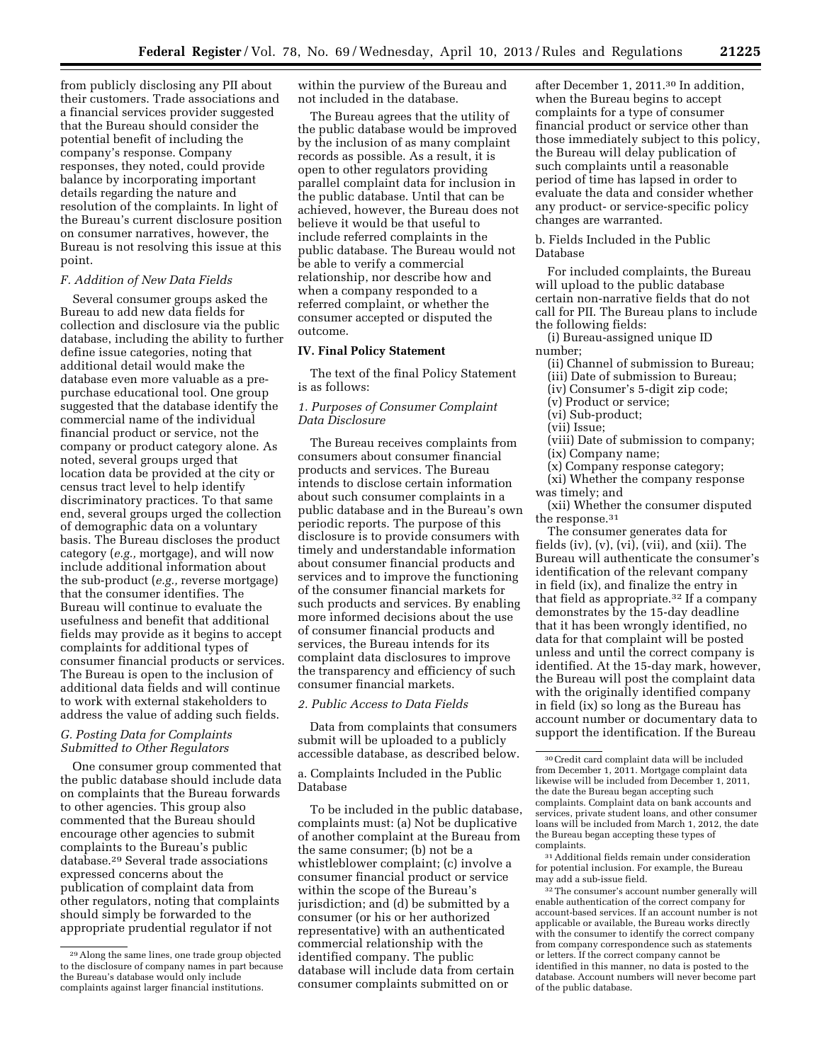from publicly disclosing any PII about their customers. Trade associations and a financial services provider suggested that the Bureau should consider the potential benefit of including the company's response. Company responses, they noted, could provide balance by incorporating important details regarding the nature and resolution of the complaints. In light of the Bureau's current disclosure position on consumer narratives, however, the Bureau is not resolving this issue at this point.

### *F. Addition of New Data Fields*

Several consumer groups asked the Bureau to add new data fields for collection and disclosure via the public database, including the ability to further define issue categories, noting that additional detail would make the database even more valuable as a pre-purchase educational tool. One group suggested that the database identify the commercial name of the individual financial product or service, not the company or product category alone. As noted, several groups urged that location data be provided at the city or census tract level to help identify discriminatory practices. To that same end, several groups urged the collection of demographic data on a voluntary basis. The Bureau discloses the product category (*e.g.,* mortgage), and will now include additional information about the sub-product (*e.g.,* reverse mortgage) that the consumer identifies. The Bureau will continue to evaluate the usefulness and benefit that additional fields may provide as it begins to accept complaints for additional types of consumer financial products or services. The Bureau is open to the inclusion of additional data fields and will continue to work with external stakeholders to address the value of adding such fields.

### *G. Posting Data for Complaints Submitted to Other Regulators*

One consumer group commented that the public database should include data on complaints that the Bureau forwards to other agencies. This group also commented that the Bureau should encourage other agencies to submit complaints to the Bureau's public database.[29] Several trade associations expressed concerns about the publication of complaint data from other regulators, noting that complaints should simply be forwarded to the appropriate prudential regulator if not within the purview of the Bureau and not included in the database.

The Bureau agrees that the utility of the public database would be improved by the inclusion of as many complaint records as possible. As a result, it is open to other regulators providing parallel complaint data for inclusion in the public database. Until that can be achieved, however, the Bureau does not believe it would be that useful to include referred complaints in the public database. The Bureau would not be able to verify a commercial relationship, nor describe how and when a company responded to a referred complaint, or whether the consumer accepted or disputed the outcome.

## IV. Final Policy Statement

The text of the final Policy Statement is as follows:

### *1. Purposes of Consumer Complaint Data Disclosure*

The Bureau receives complaints from consumers about consumer financial products and services. The Bureau intends to disclose certain information about such consumer complaints in a public database and in the Bureau's own periodic reports. The purpose of this disclosure is to provide consumers with timely and understandable information about consumer financial products and services and to improve the functioning of the consumer financial markets for such products and services. By enabling more informed decisions about the use of consumer financial products and services, the Bureau intends for its complaint data disclosures to improve the transparency and efficiency of such consumer financial markets.

### *2. Public Access to Data Fields*

Data from complaints that consumers submit will be uploaded to a publicly accessible database, as described below.

a. Complaints Included in the Public Database

To be included in the public database, complaints must: (a) Not be duplicative of another complaint at the Bureau from the same consumer; (b) not be a whistleblower complaint; (c) involve a consumer financial product or service within the scope of the Bureau's jurisdiction; and (d) be submitted by a consumer (or his or her authorized representative) with an authenticated commercial relationship with the identified company. The public database will include data from certain consumer complaints submitted on or after December 1, 2011.[30] In addition, when the Bureau begins to accept complaints for a type of consumer financial product or service other than those immediately subject to this policy, the Bureau will delay publication of such complaints until a reasonable period of time has lapsed in order to evaluate the data and consider whether any product- or service-specific policy changes are warranted.

b. Fields Included in the Public Database

For included complaints, the Bureau will upload to the public database certain non-narrative fields that do not call for PII. The Bureau plans to include the following fields:

(i) Bureau-assigned unique ID number;
(ii) Channel of submission to Bureau;
(iii) Date of submission to Bureau;
(iv) Consumer's 5-digit zip code;
(v) Product or service;
(vi) Sub-product;
(vii) Issue;
(viii) Date of submission to company;
(ix) Company name;
(x) Company response category;
(xi) Whether the company response was timely; and
(xii) Whether the consumer disputed the response.[31]

The consumer generates data for fields (iv), (v), (vi), (vii), and (xii). The Bureau will authenticate the consumer's identification of the relevant company in field (ix), and finalize the entry in that field as appropriate.[32] If a company demonstrates by the 15-day deadline that it has been wrongly identified, no data for that complaint will be posted unless and until the correct company is identified. At the 15-day mark, however, the Bureau will post the complaint data with the originally identified company in field (ix) so long as the Bureau has account number or documentary data to support the identification. If the Bureau

---

[29] Along the same lines, one trade group objected to the disclosure of company names in part because the Bureau's database would only include complaints against larger financial institutions.

[30] Credit card complaint data will be included from December 1, 2011. Mortgage complaint data likewise will be included from December 1, 2011, the date the Bureau began accepting such complaints. Complaint data on bank accounts and services, private student loans, and other consumer loans will be included from March 1, 2012, the date the Bureau began accepting these types of complaints.

[31] Additional fields remain under consideration for potential inclusion. For example, the Bureau may add a sub-issue field.

[32] The consumer's account number generally will enable authentication of the correct company for account-based services. If an account number is not applicable or available, the Bureau works directly with the consumer to identify the correct company from company correspondence such as statements or letters. If the correct company cannot be identified in this manner, no data is posted to the database. Account numbers will never become part of the public database.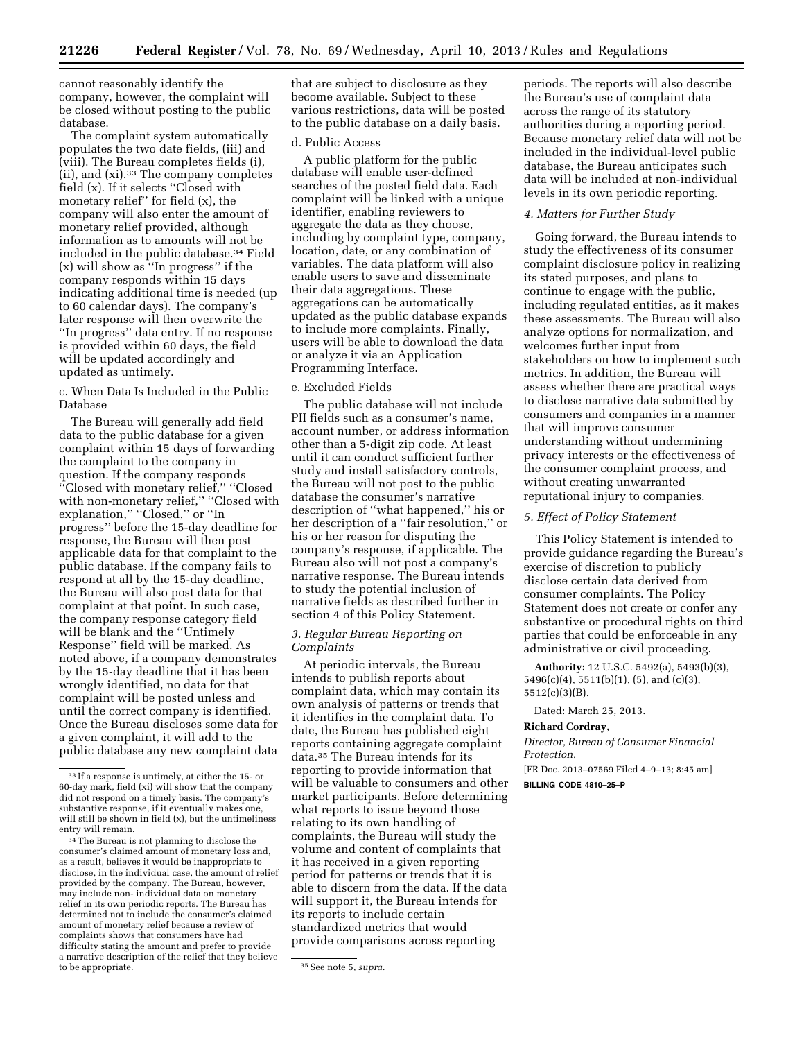cannot reasonably identify the company, however, the complaint will be closed without posting to the public database.

The complaint system automatically populates the two date fields, (iii) and (viii). The Bureau completes fields (i), (ii), and (xi).[33] The company completes field (x). If it selects ''Closed with monetary relief'' for field (x), the company will also enter the amount of monetary relief provided, although information as to amounts will not be included in the public database.[34] Field (x) will show as ''In progress'' if the company responds within 15 days indicating additional time is needed (up to 60 calendar days). The company's later response will then overwrite the ''In progress'' data entry. If no response is provided within 60 days, the field will be updated accordingly and updated as untimely.

c. When Data Is Included in the Public Database

The Bureau will generally add field data to the public database for a given complaint within 15 days of forwarding the complaint to the company in question. If the company responds ''Closed with monetary relief,'' ''Closed with non-monetary relief,'' ''Closed with explanation,'' ''Closed,'' or ''In progress'' before the 15-day deadline for response, the Bureau will then post applicable data for that complaint to the public database. If the company fails to respond at all by the 15-day deadline, the Bureau will also post data for that complaint at that point. In such case, the company response category field will be blank and the ''Untimely Response'' field will be marked. As noted above, if a company demonstrates by the 15-day deadline that it has been wrongly identified, no data for that complaint will be posted unless and until the correct company is identified. Once the Bureau discloses some data for a given complaint, it will add to the public database any new complaint data that are subject to disclosure as they become available. Subject to these various restrictions, data will be posted to the public database on a daily basis.

d. Public Access

A public platform for the public database will enable user-defined searches of the posted field data. Each complaint will be linked with a unique identifier, enabling reviewers to aggregate the data as they choose, including by complaint type, company, location, date, or any combination of variables. The data platform will also enable users to save and disseminate their data aggregations. These aggregations can be automatically updated as the public database expands to include more complaints. Finally, users will be able to download the data or analyze it via an Application Programming Interface.

e. Excluded Fields

The public database will not include PII fields such as a consumer's name, account number, or address information other than a 5-digit zip code. At least until it can conduct sufficient further study and install satisfactory controls, the Bureau will not post to the public database the consumer's narrative description of ''what happened,'' his or her description of a ''fair resolution,'' or his or her reason for disputing the company's response, if applicable. The Bureau also will not post a company's narrative response. The Bureau intends to study the potential inclusion of narrative fields as described further in section 4 of this Policy Statement.

### *3. Regular Bureau Reporting on Complaints*

At periodic intervals, the Bureau intends to publish reports about complaint data, which may contain its own analysis of patterns or trends that it identifies in the complaint data. To date, the Bureau has published eight reports containing aggregate complaint data.[35] The Bureau intends for its reporting to provide information that will be valuable to consumers and other market participants. Before determining what reports to issue beyond those relating to its own handling of complaints, the Bureau will study the volume and content of complaints that it has received in a given reporting period for patterns or trends that it is able to discern from the data. If the data will support it, the Bureau intends for its reports to include certain standardized metrics that would provide comparisons across reporting periods. The reports will also describe the Bureau's use of complaint data across the range of its statutory authorities during a reporting period. Because monetary relief data will not be included in the individual-level public database, the Bureau anticipates such data will be included at non-individual levels in its own periodic reporting.

### *4. Matters for Further Study*

Going forward, the Bureau intends to study the effectiveness of its consumer complaint disclosure policy in realizing its stated purposes, and plans to continue to engage with the public, including regulated entities, as it makes these assessments. The Bureau will also analyze options for normalization, and welcomes further input from stakeholders on how to implement such metrics. In addition, the Bureau will assess whether there are practical ways to disclose narrative data submitted by consumers and companies in a manner that will improve consumer understanding without undermining privacy interests or the effectiveness of the consumer complaint process, and without creating unwarranted reputational injury to companies.

### *5. Effect of Policy Statement*

This Policy Statement is intended to provide guidance regarding the Bureau's exercise of discretion to publicly disclose certain data derived from consumer complaints. The Policy Statement does not create or confer any substantive or procedural rights on third parties that could be enforceable in any administrative or civil proceeding.

**Authority:** 12 U.S.C. 5492(a), 5493(b)(3), 5496(c)(4), 5511(b)(1), (5), and (c)(3), 5512(c)(3)(B).

Dated: March 25, 2013.

**Richard Cordray,**

*Director, Bureau of Consumer Financial Protection.*

[FR Doc. 2013–07569 Filed 4–9–13; 8:45 am]

**BILLING CODE 4810–25–P**

---

[33] If a response is untimely, at either the 15- or 60-day mark, field (xi) will show that the company did not respond on a timely basis. The company's substantive response, if it eventually makes one, will still be shown in field (x), but the untimeliness entry will remain.

[34] The Bureau is not planning to disclose the consumer's claimed amount of monetary loss and, as a result, believes it would be inappropriate to disclose, in the individual case, the amount of relief provided by the company. The Bureau, however, may include non- individual data on monetary relief in its own periodic reports. The Bureau has determined not to include the consumer's claimed amount of monetary relief because a review of complaints shows that consumers have had difficulty stating the amount and prefer to provide a narrative description of the relief that they believe to be appropriate.

[35] See note 5, *supra*.